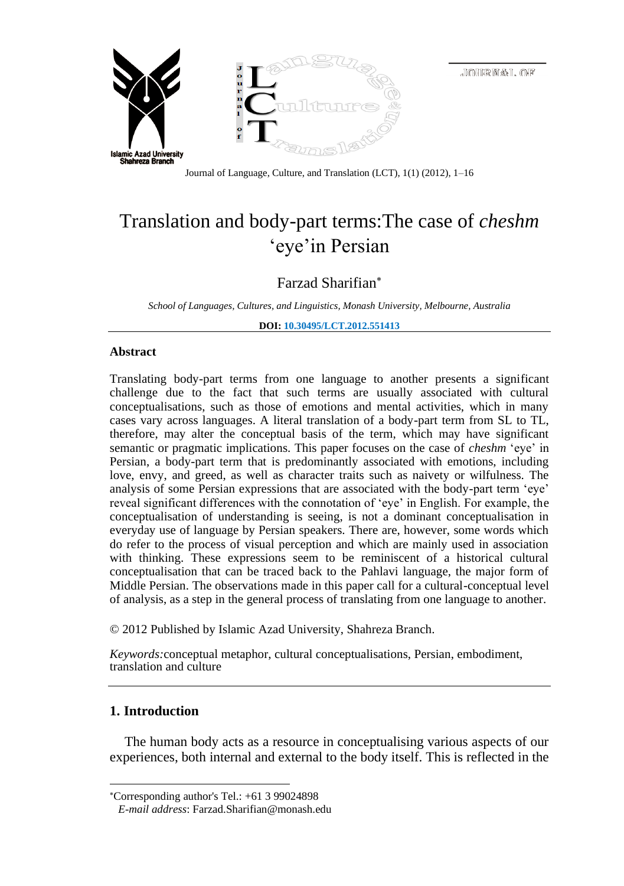Journal of Language, Culture, and Translation (LCT), 1(1) (2012), 1–16

# Translation and body-part terms:The case of *cheshm* 'eye'in Persian

Farzad Sharifian*

*School of Languages, Cultures, and Linguistics, Monash University, Melbourne, Australia*

**DOI: 10.30495/LCT.2012.551413**

## Abstract

Translating body-part terms from one language to another presents a significant challenge due to the fact that such terms are usually associated with cultural conceptualisations, such as those of emotions and mental activities, which in many cases vary across languages. A literal translation of a body-part term from SL to TL, therefore, may alter the conceptual basis of the term, which may have significant semantic or pragmatic implications. This paper focuses on the case of *cheshm* 'eye' in Persian, a body-part term that is predominantly associated with emotions, including love, envy, and greed, as well as character traits such as naivety or wilfulness. The analysis of some Persian expressions that are associated with the body-part term 'eye' reveal significant differences with the connotation of 'eye' in English. For example, the conceptualisation of understanding is seeing, is not a dominant conceptualisation in everyday use of language by Persian speakers. There are, however, some words which do refer to the process of visual perception and which are mainly used in association with thinking. These expressions seem to be reminiscent of a historical cultural conceptualisation that can be traced back to the Pahlavi language, the major form of Middle Persian. The observations made in this paper call for a cultural-conceptual level of analysis, as a step in the general process of translating from one language to another.

© 2012 Published by Islamic Azad University, Shahreza Branch.

*Keywords:*conceptual metaphor, cultural conceptualisations, Persian, embodiment, translation and culture

## 1. Introduction

The human body acts as a resource in conceptualising various aspects of our experiences, both internal and external to the body itself. This is reflected in the

---

*Corresponding author's Tel.: +61 3 99024898

*E-mail address*: Farzad.Sharifian@monash.edu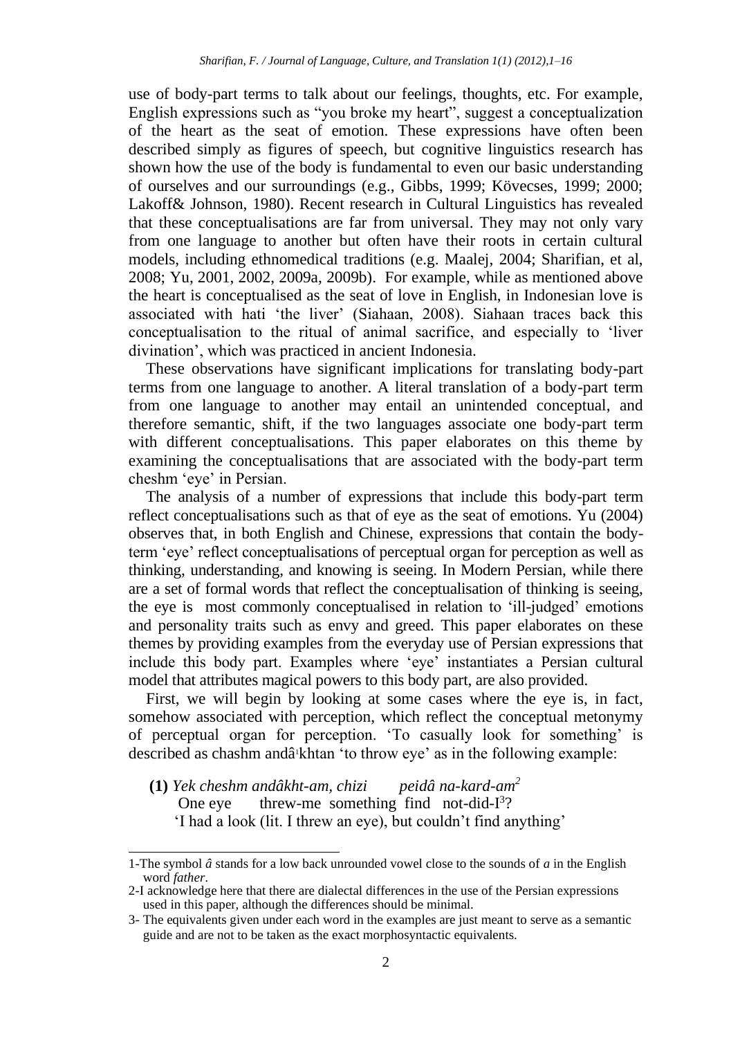use of body-part terms to talk about our feelings, thoughts, etc. For example, English expressions such as "you broke my heart", suggest a conceptualization of the heart as the seat of emotion. These expressions have often been described simply as figures of speech, but cognitive linguistics research has shown how the use of the body is fundamental to even our basic understanding of ourselves and our surroundings (e.g., Gibbs, 1999; Kövecses, 1999; 2000; Lakoff& Johnson, 1980). Recent research in Cultural Linguistics has revealed that these conceptualisations are far from universal. They may not only vary from one language to another but often have their roots in certain cultural models, including ethnomedical traditions (e.g. Maalej, 2004; Sharifian, et al, 2008; Yu, 2001, 2002, 2009a, 2009b). For example, while as mentioned above the heart is conceptualised as the seat of love in English, in Indonesian love is associated with hati 'the liver' (Siahaan, 2008). Siahaan traces back this conceptualisation to the ritual of animal sacrifice, and especially to 'liver divination', which was practiced in ancient Indonesia.

These observations have significant implications for translating body-part terms from one language to another. A literal translation of a body-part term from one language to another may entail an unintended conceptual, and therefore semantic, shift, if the two languages associate one body-part term with different conceptualisations. This paper elaborates on this theme by examining the conceptualisations that are associated with the body-part term cheshm 'eye' in Persian.

The analysis of a number of expressions that include this body-part term reflect conceptualisations such as that of eye as the seat of emotions. Yu (2004) observes that, in both English and Chinese, expressions that contain the body-term 'eye' reflect conceptualisations of perceptual organ for perception as well as thinking, understanding, and knowing is seeing. In Modern Persian, while there are a set of formal words that reflect the conceptualisation of thinking is seeing, the eye is most commonly conceptualised in relation to 'ill-judged' emotions and personality traits such as envy and greed. This paper elaborates on these themes by providing examples from the everyday use of Persian expressions that include this body part. Examples where 'eye' instantiates a Persian cultural model that attributes magical powers to this body part, are also provided.

First, we will begin by looking at some cases where the eye is, in fact, somehow associated with perception, which reflect the conceptual metonymy of perceptual organ for perception. 'To casually look for something' is described as chashm andâ[1]khtan 'to throw eye' as in the following example:

**(1)** *Yek cheshm andâkht-am, chizi peidâ na-kard-am*[2]
One eye threw-me something find not-did-I[3]?
'I had a look (lit. I threw an eye), but couldn't find anything'

---

1-The symbol *â* stands for a low back unrounded vowel close to the sounds of *a* in the English word *father*.

2-I acknowledge here that there are dialectal differences in the use of the Persian expressions used in this paper, although the differences should be minimal.

3- The equivalents given under each word in the examples are just meant to serve as a semantic guide and are not to be taken as the exact morphosyntactic equivalents.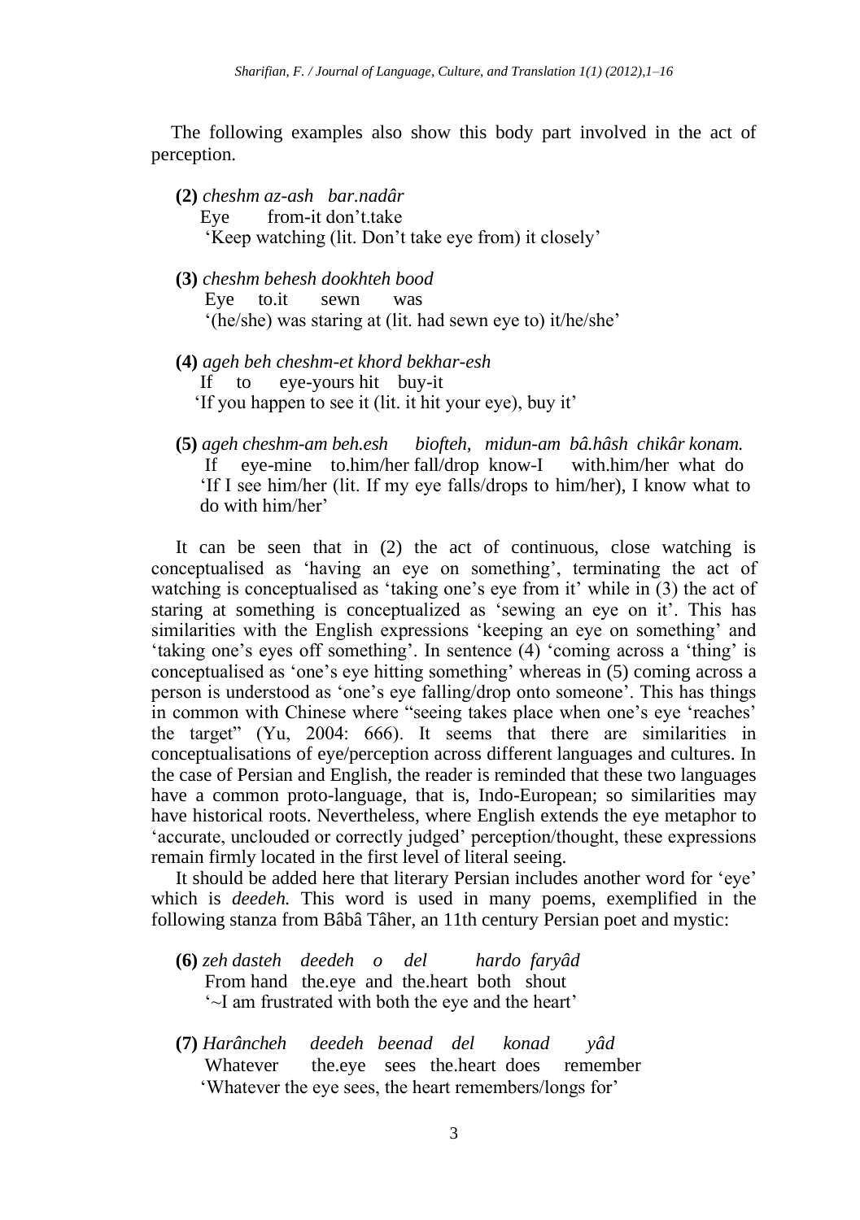The following examples also show this body part involved in the act of perception.

**(2)** *cheshm az-ash bar.nadâr*
Eye from-it don't.take
'Keep watching (lit. Don't take eye from) it closely'

**(3)** *cheshm behesh dookhteh bood*
Eye to.it sewn was
'(he/she) was staring at (lit. had sewn eye to) it/he/she'

**(4)** *ageh beh cheshm-et khord bekhar-esh*
If to eye-yours hit buy-it
'If you happen to see it (lit. it hit your eye), buy it'

**(5)** *ageh cheshm-am beh.esh biofteh, midun-am bâ.hâsh chikâr konam.*
If eye-mine to.him/her fall/drop know-I with.him/her what do
'If I see him/her (lit. If my eye falls/drops to him/her), I know what to do with him/her'

It can be seen that in (2) the act of continuous, close watching is conceptualised as 'having an eye on something', terminating the act of watching is conceptualised as 'taking one's eye from it' while in (3) the act of staring at something is conceptualized as 'sewing an eye on it'. This has similarities with the English expressions 'keeping an eye on something' and 'taking one's eyes off something'. In sentence (4) 'coming across a 'thing' is conceptualised as 'one's eye hitting something' whereas in (5) coming across a person is understood as 'one's eye falling/drop onto someone'. This has things in common with Chinese where "seeing takes place when one's eye 'reaches' the target" (Yu, 2004: 666). It seems that there are similarities in conceptualisations of eye/perception across different languages and cultures. In the case of Persian and English, the reader is reminded that these two languages have a common proto-language, that is, Indo-European; so similarities may have historical roots. Nevertheless, where English extends the eye metaphor to 'accurate, unclouded or correctly judged' perception/thought, these expressions remain firmly located in the first level of literal seeing.

It should be added here that literary Persian includes another word for 'eye' which is *deedeh.* This word is used in many poems, exemplified in the following stanza from Bâbâ Tâher, an 11th century Persian poet and mystic:

**(6)** *zeh dasteh deedeh o del hardo faryâd*
From hand the.eye and the.heart both shout
'~I am frustrated with both the eye and the heart'

**(7)** *Harâncheh deedeh beenad del konad yâd*
Whatever the.eye sees the.heart does remember
'Whatever the eye sees, the heart remembers/longs for'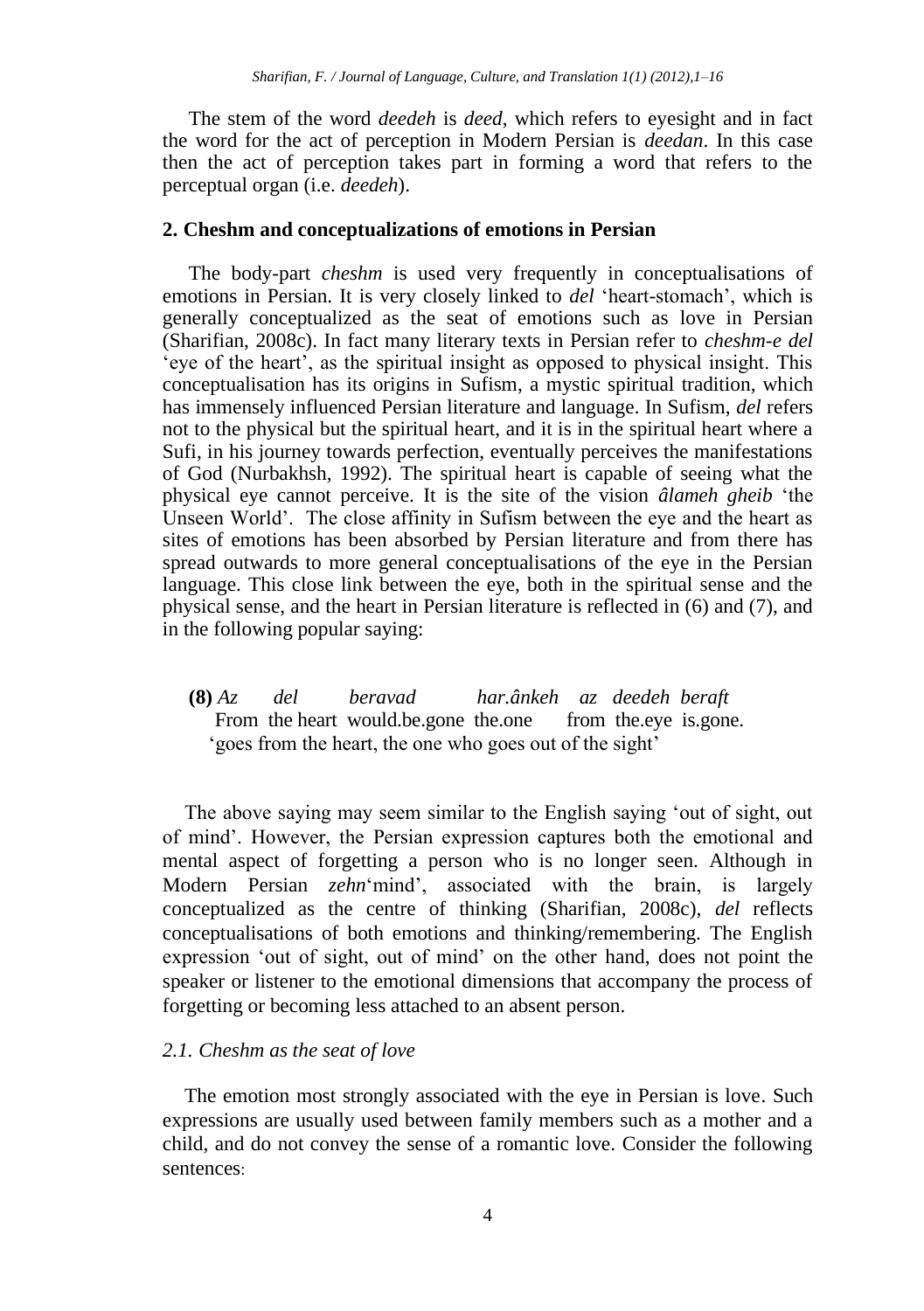The stem of the word *deedeh* is *deed*, which refers to eyesight and in fact the word for the act of perception in Modern Persian is *deedan*. In this case then the act of perception takes part in forming a word that refers to the perceptual organ (i.e. *deedeh*).

## 2. Cheshm and conceptualizations of emotions in Persian

The body-part *cheshm* is used very frequently in conceptualisations of emotions in Persian. It is very closely linked to *del* 'heart-stomach', which is generally conceptualized as the seat of emotions such as love in Persian (Sharifian, 2008c). In fact many literary texts in Persian refer to *cheshm-e del* 'eye of the heart', as the spiritual insight as opposed to physical insight. This conceptualisation has its origins in Sufism, a mystic spiritual tradition, which has immensely influenced Persian literature and language. In Sufism, *del* refers not to the physical but the spiritual heart, and it is in the spiritual heart where a Sufi, in his journey towards perfection, eventually perceives the manifestations of God (Nurbakhsh, 1992). The spiritual heart is capable of seeing what the physical eye cannot perceive. It is the site of the vision *âlameh gheib* 'the Unseen World'. The close affinity in Sufism between the eye and the heart as sites of emotions has been absorbed by Persian literature and from there has spread outwards to more general conceptualisations of the eye in the Persian language. This close link between the eye, both in the spiritual sense and the physical sense, and the heart in Persian literature is reflected in (6) and (7), and in the following popular saying:

**(8)** *Az del beravad har.ânkeh az deedeh beraft*
From the heart would.be.gone the.one from the.eye is.gone.
'goes from the heart, the one who goes out of the sight'

The above saying may seem similar to the English saying 'out of sight, out of mind'. However, the Persian expression captures both the emotional and mental aspect of forgetting a person who is no longer seen. Although in Modern Persian *zehn*'mind', associated with the brain, is largely conceptualized as the centre of thinking (Sharifian, 2008c), *del* reflects conceptualisations of both emotions and thinking/remembering. The English expression 'out of sight, out of mind' on the other hand, does not point the speaker or listener to the emotional dimensions that accompany the process of forgetting or becoming less attached to an absent person.

### *2.1. Cheshm as the seat of love*

The emotion most strongly associated with the eye in Persian is love. Such expressions are usually used between family members such as a mother and a child, and do not convey the sense of a romantic love. Consider the following sentences: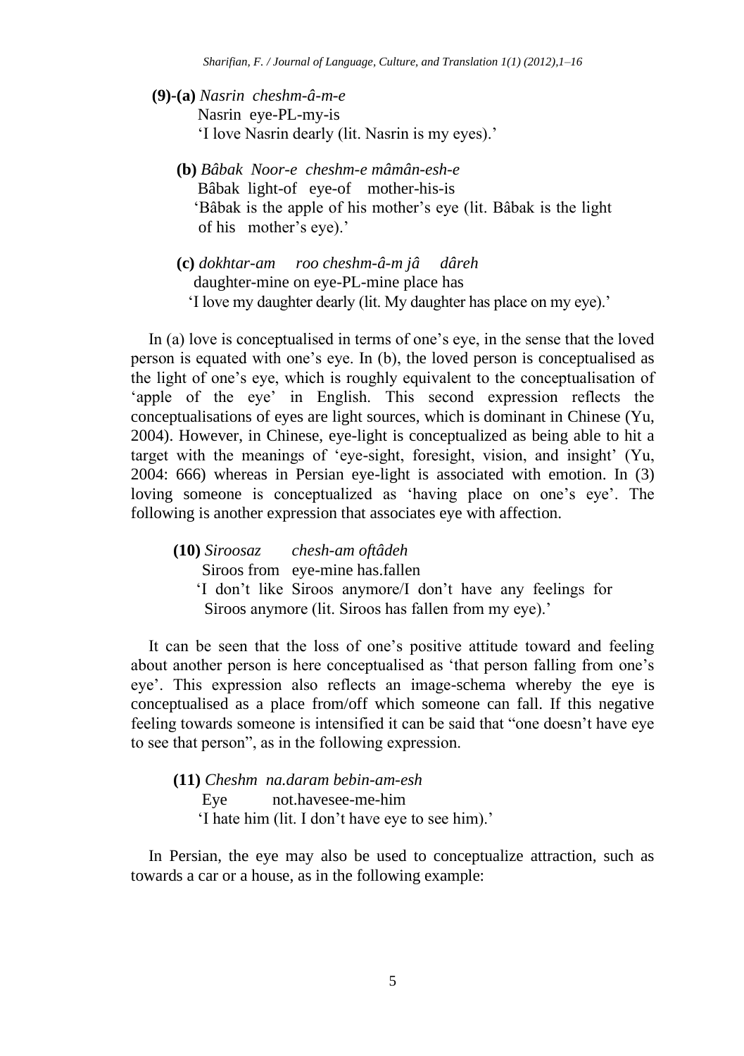**(9)-(a)** *Nasrin cheshm-â-m-e*
Nasrin eye-PL-my-is
'I love Nasrin dearly (lit. Nasrin is my eyes).'

**(b)** *Bâbak Noor-e cheshm-e mâmân-esh-e*
Bâbak light-of eye-of mother-his-is
'Bâbak is the apple of his mother's eye (lit. Bâbak is the light of his mother's eye).'

**(c)** *dokhtar-am roo cheshm-â-m jâ dâreh*
daughter-mine on eye-PL-mine place has
'I love my daughter dearly (lit. My daughter has place on my eye).'

In (a) love is conceptualised in terms of one's eye, in the sense that the loved person is equated with one's eye. In (b), the loved person is conceptualised as the light of one's eye, which is roughly equivalent to the conceptualisation of 'apple of the eye' in English. This second expression reflects the conceptualisations of eyes are light sources, which is dominant in Chinese (Yu, 2004). However, in Chinese, eye-light is conceptualized as being able to hit a target with the meanings of 'eye-sight, foresight, vision, and insight' (Yu, 2004: 666) whereas in Persian eye-light is associated with emotion. In (3) loving someone is conceptualized as 'having place on one's eye'. The following is another expression that associates eye with affection.

**(10)** *Siroosaz chesh-am oftâdeh*
Siroos from eye-mine has.fallen
'I don't like Siroos anymore/I don't have any feelings for Siroos anymore (lit. Siroos has fallen from my eye).'

It can be seen that the loss of one's positive attitude toward and feeling about another person is here conceptualised as 'that person falling from one's eye'. This expression also reflects an image-schema whereby the eye is conceptualised as a place from/off which someone can fall. If this negative feeling towards someone is intensified it can be said that "one doesn't have eye to see that person", as in the following expression.

**(11)** *Cheshm na.daram bebin-am-esh*
Eye not.havesee-me-him
'I hate him (lit. I don't have eye to see him).'

In Persian, the eye may also be used to conceptualize attraction, such as towards a car or a house, as in the following example: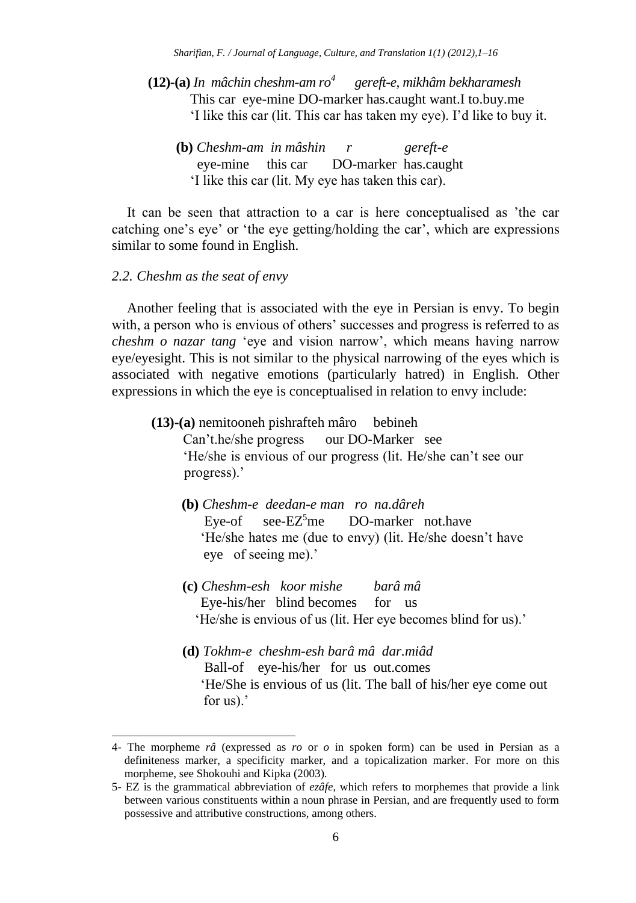**(12)-(a)** *In mâchin cheshm-am ro*[4] *gereft-e, mikhâm bekharamesh*
This car eye-mine DO-marker has.caught want.I to.buy.me
'I like this car (lit. This car has taken my eye). I'd like to buy it.

**(b)** *Cheshm-am in mâshin r gereft-e*
eye-mine this car DO-marker has.caught
'I like this car (lit. My eye has taken this car).

It can be seen that attraction to a car is here conceptualised as 'the car catching one's eye' or 'the eye getting/holding the car', which are expressions similar to some found in English.

### *2.2. Cheshm as the seat of envy*

Another feeling that is associated with the eye in Persian is envy. To begin with, a person who is envious of others' successes and progress is referred to as *cheshm o nazar tang* 'eye and vision narrow', which means having narrow eye/eyesight. This is not similar to the physical narrowing of the eyes which is associated with negative emotions (particularly hatred) in English. Other expressions in which the eye is conceptualised in relation to envy include:

**(13)-(a)** nemitooneh pishrafteh mâro bebineh
Can't.he/she progress our DO-Marker see
'He/she is envious of our progress (lit. He/she can't see our progress).'

**(b)** *Cheshm-e deedan-e man ro na.dâreh*
Eye-of see-EZ[5]me DO-marker not.have
'He/she hates me (due to envy) (lit. He/she doesn't have eye of seeing me).'

**(c)** *Cheshm-esh koor mishe barâ mâ*
Eye-his/her blind becomes for us
'He/she is envious of us (lit. Her eye becomes blind for us).'

**(d)** *Tokhm-e cheshm-esh barâ mâ dar.miâd*
Ball-of eye-his/her for us out.comes
'He/She is envious of us (lit. The ball of his/her eye come out for us).'

---

4- The morpheme *râ* (expressed as *ro* or *o* in spoken form) can be used in Persian as a definiteness marker, a specificity marker, and a topicalization marker. For more on this morpheme, see Shokouhi and Kipka (2003).

5- EZ is the grammatical abbreviation of *ezâfe*, which refers to morphemes that provide a link between various constituents within a noun phrase in Persian, and are frequently used to form possessive and attributive constructions, among others.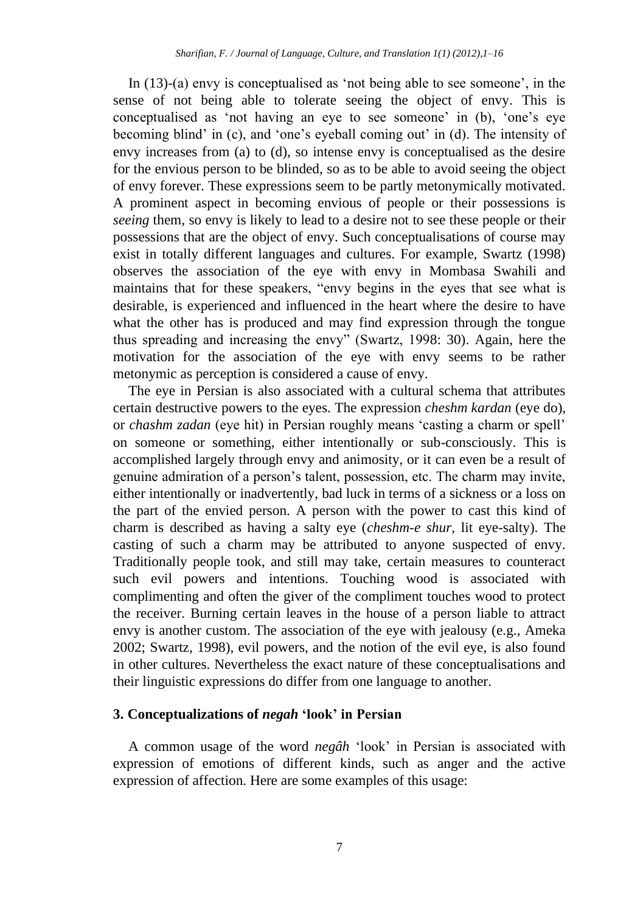In (13)-(a) envy is conceptualised as 'not being able to see someone', in the sense of not being able to tolerate seeing the object of envy. This is conceptualised as 'not having an eye to see someone' in (b), 'one's eye becoming blind' in (c), and 'one's eyeball coming out' in (d). The intensity of envy increases from (a) to (d), so intense envy is conceptualised as the desire for the envious person to be blinded, so as to be able to avoid seeing the object of envy forever. These expressions seem to be partly metonymically motivated. A prominent aspect in becoming envious of people or their possessions is *seeing* them, so envy is likely to lead to a desire not to see these people or their possessions that are the object of envy. Such conceptualisations of course may exist in totally different languages and cultures. For example, Swartz (1998) observes the association of the eye with envy in Mombasa Swahili and maintains that for these speakers, "envy begins in the eyes that see what is desirable, is experienced and influenced in the heart where the desire to have what the other has is produced and may find expression through the tongue thus spreading and increasing the envy" (Swartz, 1998: 30). Again, here the motivation for the association of the eye with envy seems to be rather metonymic as perception is considered a cause of envy.

The eye in Persian is also associated with a cultural schema that attributes certain destructive powers to the eyes. The expression *cheshm kardan* (eye do), or *chashm zadan* (eye hit) in Persian roughly means 'casting a charm or spell' on someone or something, either intentionally or sub-consciously. This is accomplished largely through envy and animosity, or it can even be a result of genuine admiration of a person's talent, possession, etc. The charm may invite, either intentionally or inadvertently, bad luck in terms of a sickness or a loss on the part of the envied person. A person with the power to cast this kind of charm is described as having a salty eye (*cheshm-e shur,* lit eye-salty). The casting of such a charm may be attributed to anyone suspected of envy. Traditionally people took, and still may take, certain measures to counteract such evil powers and intentions. Touching wood is associated with complimenting and often the giver of the compliment touches wood to protect the receiver. Burning certain leaves in the house of a person liable to attract envy is another custom. The association of the eye with jealousy (e.g., Ameka 2002; Swartz, 1998), evil powers, and the notion of the evil eye, is also found in other cultures. Nevertheless the exact nature of these conceptualisations and their linguistic expressions do differ from one language to another.

## 3. Conceptualizations of *negah* 'look' in Persian

A common usage of the word *negâh* 'look' in Persian is associated with expression of emotions of different kinds, such as anger and the active expression of affection. Here are some examples of this usage: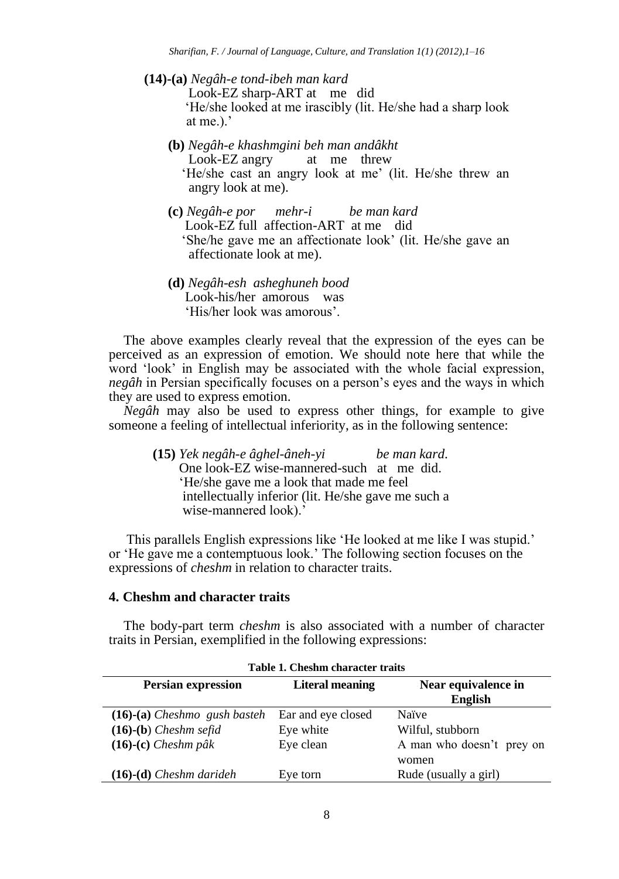**(14)-(a)** *Negâh-e tond-ibeh man kard*
Look-EZ sharp-ART at me did
'He/she looked at me irascibly (lit. He/she had a sharp look at me.).'

**(b)** *Negâh-e khashmgini beh man andâkht*
Look-EZ angry at me threw
'He/she cast an angry look at me' (lit. He/she threw an angry look at me).

**(c)** *Negâh-e por mehr-i be man kard*
Look-EZ full affection-ART at me did
'She/he gave me an affectionate look' (lit. He/she gave an affectionate look at me).

**(d)** *Negâh-esh asheghuneh bood*
Look-his/her amorous was
'His/her look was amorous'.

The above examples clearly reveal that the expression of the eyes can be perceived as an expression of emotion. We should note here that while the word 'look' in English may be associated with the whole facial expression, *negâh* in Persian specifically focuses on a person's eyes and the ways in which they are used to express emotion.

*Negâh* may also be used to express other things, for example to give someone a feeling of intellectual inferiority, as in the following sentence:

**(15)** *Yek negâh-e âghel-âneh-yi be man kard.*
One look-EZ wise-mannered-such at me did.
'He/she gave me a look that made me feel intellectually inferior (lit. He/she gave me such a wise-mannered look).'

This parallels English expressions like 'He looked at me like I was stupid.' or 'He gave me a contemptuous look.' The following section focuses on the expressions of *cheshm* in relation to character traits.

## 4. Cheshm and character traits

The body-part term *cheshm* is also associated with a number of character traits in Persian, exemplified in the following expressions:

**Table 1. Cheshm character traits**

| Persian expression | Literal meaning | Near equivalence in English |
|---|---|---|
| **(16)-(a)** *Cheshmo gush basteh* | Ear and eye closed | Naïve |
| **(16)-(b)** *Cheshm sefid* | Eye white | Wilful, stubborn |
| **(16)-(c)** *Cheshm pâk* | Eye clean | A man who doesn't prey on women |
| **(16)-(d)** *Cheshm darideh* | Eye torn | Rude (usually a girl) |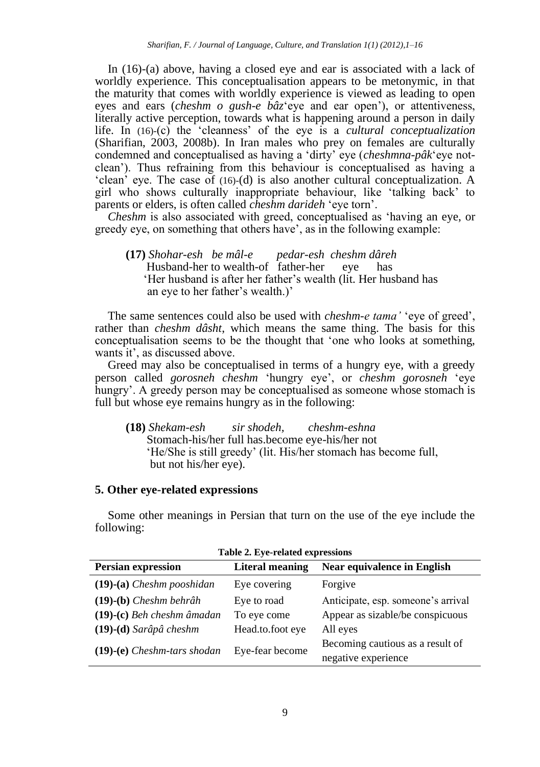In (16)-(a) above, having a closed eye and ear is associated with a lack of worldly experience. This conceptualisation appears to be metonymic, in that the maturity that comes with worldly experience is viewed as leading to open eyes and ears (*cheshm o gush-e bâz*'eye and ear open'), or attentiveness, literally active perception, towards what is happening around a person in daily life. In (16)-(c) the 'cleanness' of the eye is a *cultural conceptualization* (Sharifian, 2003, 2008b). In Iran males who prey on females are culturally condemned and conceptualised as having a 'dirty' eye (*cheshmna-pâk*'eye not-clean'). Thus refraining from this behaviour is conceptualised as having a 'clean' eye. The case of (16)-(d) is also another cultural conceptualization. A girl who shows culturally inappropriate behaviour, like 'talking back' to parents or elders, is often called *cheshm darideh* 'eye torn'.

*Cheshm* is also associated with greed, conceptualised as 'having an eye, or greedy eye, on something that others have', as in the following example:

**(17)** *Shohar-esh be mâl-e pedar-esh cheshm dâreh*
Husband-her to wealth-of father-her eye has
'Her husband is after her father's wealth (lit. Her husband has an eye to her father's wealth.)'

The same sentences could also be used with *cheshm-e tama'* 'eye of greed', rather than *cheshm dâsht*, which means the same thing. The basis for this conceptualisation seems to be the thought that 'one who looks at something, wants it', as discussed above.

Greed may also be conceptualised in terms of a hungry eye, with a greedy person called *gorosneh cheshm* 'hungry eye', or *cheshm gorosneh* 'eye hungry'. A greedy person may be conceptualised as someone whose stomach is full but whose eye remains hungry as in the following:

**(18)** *Shekam-esh sir shodeh, cheshm-eshna*
Stomach-his/her full has.become eye-his/her not
'He/She is still greedy' (lit. His/her stomach has become full, but not his/her eye).

## 5. Other eye-related expressions

Some other meanings in Persian that turn on the use of the eye include the following:

**Table 2. Eye-related expressions**

| Persian expression | Literal meaning | Near equivalence in English |
|---|---|---|
| **(19)-(a)** *Cheshm pooshidan* | Eye covering | Forgive |
| **(19)-(b)** *Cheshm behrâh* | Eye to road | Anticipate, esp. someone's arrival |
| **(19)-(c)** *Beh cheshm âmadan* | To eye come | Appear as sizable/be conspicuous |
| **(19)-(d)** *Sarâpâ cheshm* | Head.to.foot eye | All eyes |
| **(19)-(e)** *Cheshm-tars shodan* | Eye-fear become | Becoming cautious as a result of negative experience |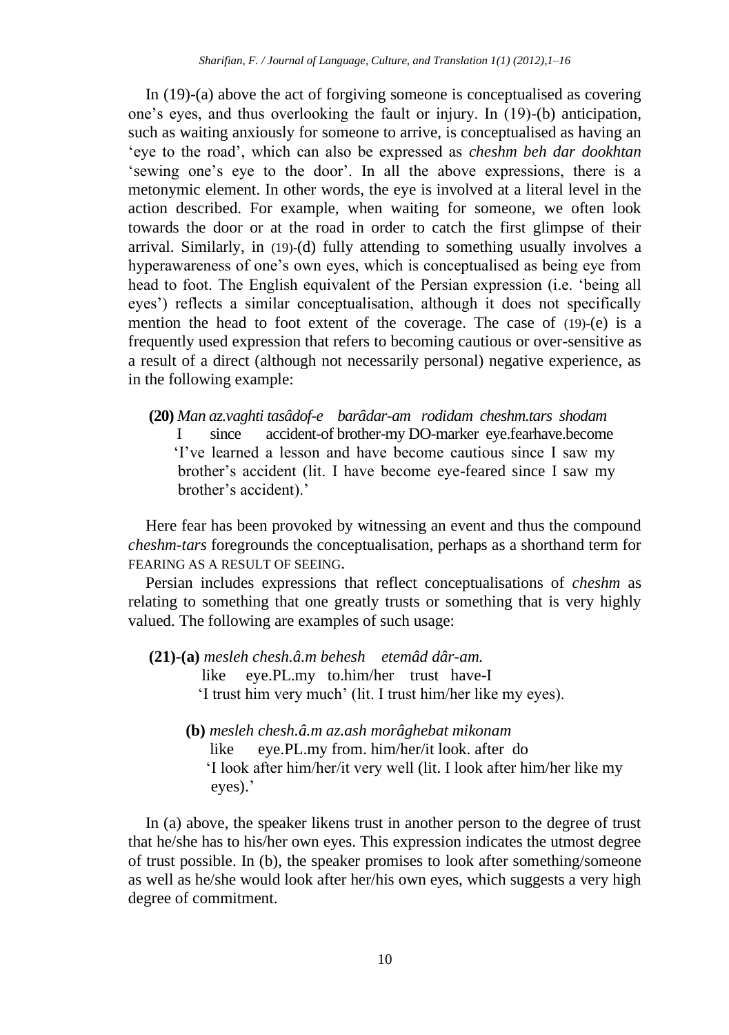In (19)-(a) above the act of forgiving someone is conceptualised as covering one's eyes, and thus overlooking the fault or injury. In (19)-(b) anticipation, such as waiting anxiously for someone to arrive, is conceptualised as having an 'eye to the road', which can also be expressed as *cheshm beh dar dookhtan* 'sewing one's eye to the door'. In all the above expressions, there is a metonymic element. In other words, the eye is involved at a literal level in the action described. For example, when waiting for someone, we often look towards the door or at the road in order to catch the first glimpse of their arrival. Similarly, in (19)-(d) fully attending to something usually involves a hyperawareness of one's own eyes, which is conceptualised as being eye from head to foot. The English equivalent of the Persian expression (i.e. 'being all eyes') reflects a similar conceptualisation, although it does not specifically mention the head to foot extent of the coverage. The case of (19)-(e) is a frequently used expression that refers to becoming cautious or over-sensitive as a result of a direct (although not necessarily personal) negative experience, as in the following example:

**(20)** *Man az.vaghti tasâdof-e barâdar-am rodidam cheshm.tars shodam*
I since accident-of brother-my DO-marker eye.fearhave.become
'I've learned a lesson and have become cautious since I saw my brother's accident (lit. I have become eye-feared since I saw my brother's accident).'

Here fear has been provoked by witnessing an event and thus the compound *cheshm-tars* foregrounds the conceptualisation, perhaps as a shorthand term for FEARING AS A RESULT OF SEEING.

Persian includes expressions that reflect conceptualisations of *cheshm* as relating to something that one greatly trusts or something that is very highly valued. The following are examples of such usage:

**(21)-(a)** *mesleh chesh.â.m behesh etemâd dâr-am.*
like eye.PL.my to.him/her trust have-I
'I trust him very much' (lit. I trust him/her like my eyes).

**(b)** *mesleh chesh.â.m az.ash morâghebat mikonam*
like eye.PL.my from. him/her/it look. after do
'I look after him/her/it very well (lit. I look after him/her like my eyes).'

In (a) above, the speaker likens trust in another person to the degree of trust that he/she has to his/her own eyes. This expression indicates the utmost degree of trust possible. In (b), the speaker promises to look after something/someone as well as he/she would look after her/his own eyes, which suggests a very high degree of commitment.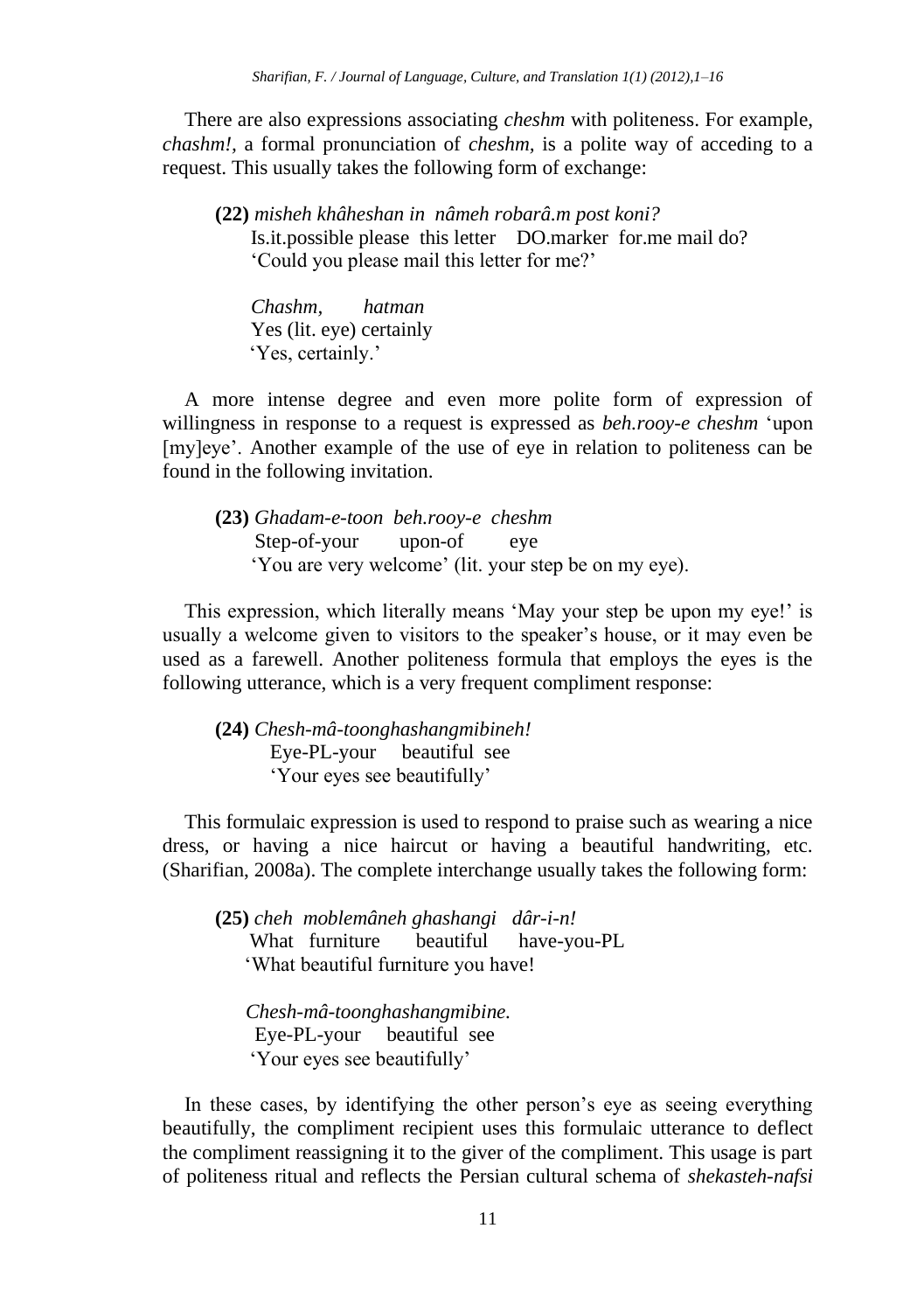There are also expressions associating *cheshm* with politeness. For example, *chashm!*, a formal pronunciation of *cheshm*, is a polite way of acceding to a request. This usually takes the following form of exchange:

**(22)** *misheh khâheshan in nâmeh robarâ.m post koni?*
Is.it.possible please this letter DO.marker for.me mail do?
'Could you please mail this letter for me?'

*Chashm, hatman*
Yes (lit. eye) certainly
'Yes, certainly.'

A more intense degree and even more polite form of expression of willingness in response to a request is expressed as *beh.rooy-e cheshm* 'upon [my]eye'. Another example of the use of eye in relation to politeness can be found in the following invitation.

**(23)** *Ghadam-e-toon beh.rooy-e cheshm*
Step-of-your upon-of eye
'You are very welcome' (lit. your step be on my eye).

This expression, which literally means 'May your step be upon my eye!' is usually a welcome given to visitors to the speaker's house, or it may even be used as a farewell. Another politeness formula that employs the eyes is the following utterance, which is a very frequent compliment response:

**(24)** *Chesh-mâ-toonghashangmibineh!*
Eye-PL-your beautiful see
'Your eyes see beautifully'

This formulaic expression is used to respond to praise such as wearing a nice dress, or having a nice haircut or having a beautiful handwriting, etc. (Sharifian, 2008a). The complete interchange usually takes the following form:

**(25)** *cheh moblemâneh ghashangi dâr-i-n!*
What furniture beautiful have-you-PL
'What beautiful furniture you have!

*Chesh-mâ-toonghashangmibine.*
Eye-PL-your beautiful see
'Your eyes see beautifully'

In these cases, by identifying the other person's eye as seeing everything beautifully, the compliment recipient uses this formulaic utterance to deflect the compliment reassigning it to the giver of the compliment. This usage is part of politeness ritual and reflects the Persian cultural schema of *shekasteh-nafsi*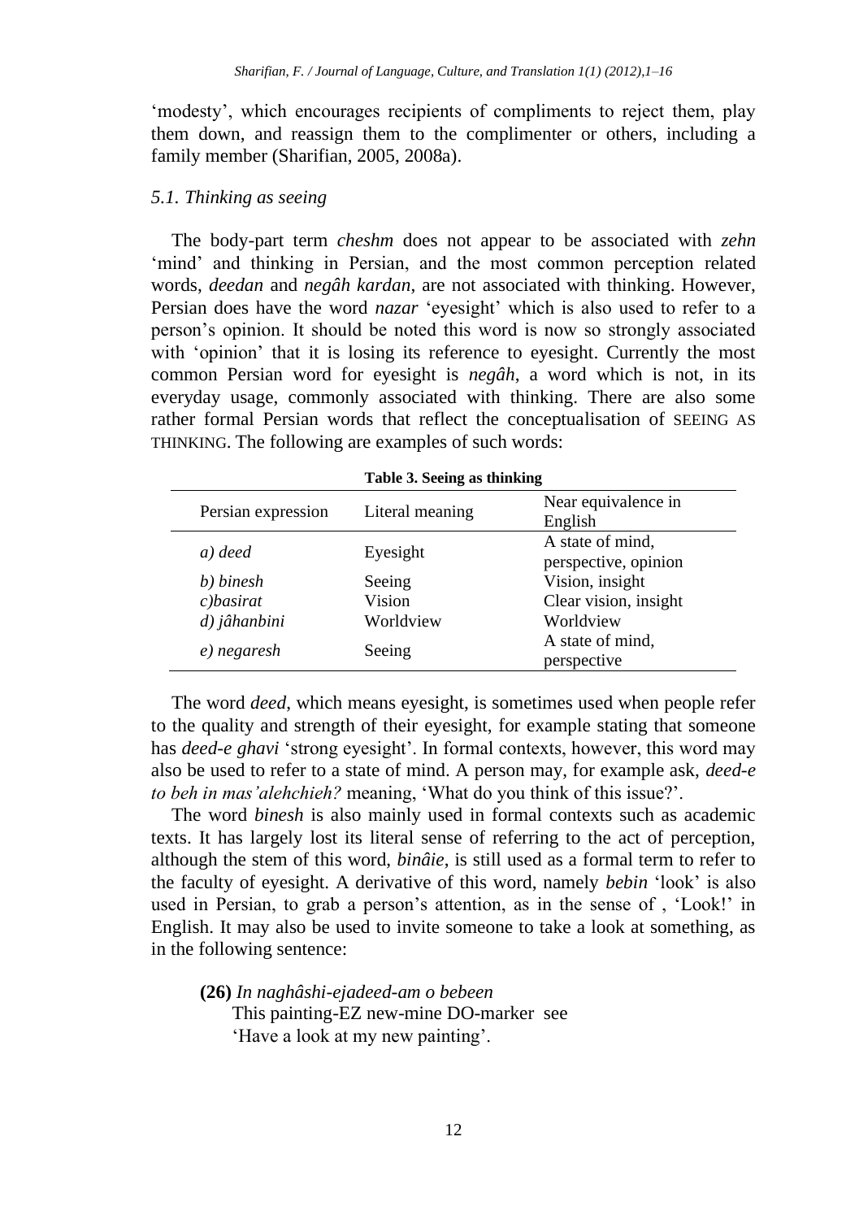'modesty', which encourages recipients of compliments to reject them, play them down, and reassign them to the complimenter or others, including a family member (Sharifian, 2005, 2008a).

### *5.1. Thinking as seeing*

The body-part term *cheshm* does not appear to be associated with *zehn* 'mind' and thinking in Persian, and the most common perception related words, *deedan* and *negâh kardan*, are not associated with thinking. However, Persian does have the word *nazar* 'eyesight' which is also used to refer to a person's opinion. It should be noted this word is now so strongly associated with 'opinion' that it is losing its reference to eyesight. Currently the most common Persian word for eyesight is *negâh*, a word which is not, in its everyday usage, commonly associated with thinking. There are also some rather formal Persian words that reflect the conceptualisation of SEEING AS THINKING. The following are examples of such words:

**Table 3. Seeing as thinking**

| Persian expression | Literal meaning | Near equivalence in English |
|---|---|---|
| *a) deed* | Eyesight | A state of mind, perspective, opinion |
| *b) binesh* | Seeing | Vision, insight |
| *c)basirat* | Vision | Clear vision, insight |
| *d) jâhanbini* | Worldview | Worldview |
| *e) negaresh* | Seeing | A state of mind, perspective |

The word *deed*, which means eyesight, is sometimes used when people refer to the quality and strength of their eyesight, for example stating that someone has *deed-e ghavi* 'strong eyesight'. In formal contexts, however, this word may also be used to refer to a state of mind. A person may, for example ask, *deed-e to beh in mas'alehchieh?* meaning, 'What do you think of this issue?'.

The word *binesh* is also mainly used in formal contexts such as academic texts. It has largely lost its literal sense of referring to the act of perception, although the stem of this word, *binâie*, is still used as a formal term to refer to the faculty of eyesight. A derivative of this word, namely *bebin* 'look' is also used in Persian, to grab a person's attention, as in the sense of , 'Look!' in English. It may also be used to invite someone to take a look at something, as in the following sentence:

**(26)** *In naghâshi-ejadeed-am o bebeen*
This painting-EZ new-mine DO-marker see
'Have a look at my new painting'.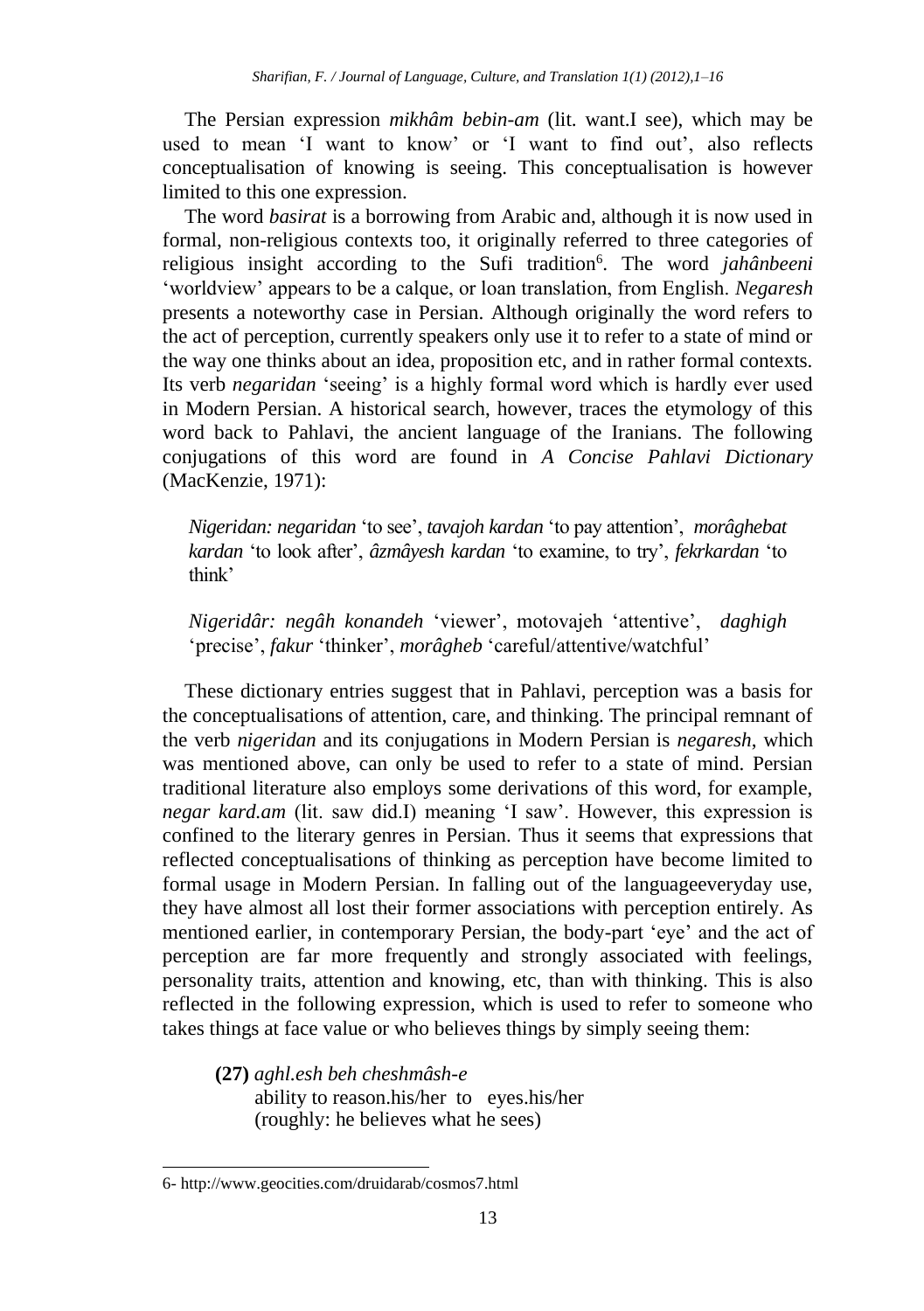The Persian expression *mikhâm bebin-am* (lit. want.I see), which may be used to mean 'I want to know' or 'I want to find out', also reflects conceptualisation of knowing is seeing. This conceptualisation is however limited to this one expression.

The word *basirat* is a borrowing from Arabic and, although it is now used in formal, non-religious contexts too, it originally referred to three categories of religious insight according to the Sufi tradition[6]. The word *jahânbeeni* 'worldview' appears to be a calque, or loan translation, from English. *Negaresh* presents a noteworthy case in Persian. Although originally the word refers to the act of perception, currently speakers only use it to refer to a state of mind or the way one thinks about an idea, proposition etc, and in rather formal contexts. Its verb *negaridan* 'seeing' is a highly formal word which is hardly ever used in Modern Persian. A historical search, however, traces the etymology of this word back to Pahlavi, the ancient language of the Iranians. The following conjugations of this word are found in *A Concise Pahlavi Dictionary* (MacKenzie, 1971):

> *Nigeridan: negaridan* 'to see', *tavajoh kardan* 'to pay attention', *morâghebat kardan* 'to look after', *âzmâyesh kardan* 'to examine, to try', *fekrkardan* 'to think'
>
> *Nigeridâr: negâh konandeh* 'viewer', motovajeh 'attentive', *daghigh* 'precise', *fakur* 'thinker', *morâgheb* 'careful/attentive/watchful'

These dictionary entries suggest that in Pahlavi, perception was a basis for the conceptualisations of attention, care, and thinking. The principal remnant of the verb *nigeridan* and its conjugations in Modern Persian is *negaresh*, which was mentioned above, can only be used to refer to a state of mind. Persian traditional literature also employs some derivations of this word, for example, *negar kard.am* (lit. saw did.I) meaning 'I saw'. However, this expression is confined to the literary genres in Persian. Thus it seems that expressions that reflected conceptualisations of thinking as perception have become limited to formal usage in Modern Persian. In falling out of the languageeveryday use, they have almost all lost their former associations with perception entirely. As mentioned earlier, in contemporary Persian, the body-part 'eye' and the act of perception are far more frequently and strongly associated with feelings, personality traits, attention and knowing, etc, than with thinking. This is also reflected in the following expression, which is used to refer to someone who takes things at face value or who believes things by simply seeing them:

**(27)** *aghl.esh beh cheshmâsh-e*
ability to reason.his/her to eyes.his/her
(roughly: he believes what he sees)

---

6- http://www.geocities.com/druidarab/cosmos7.html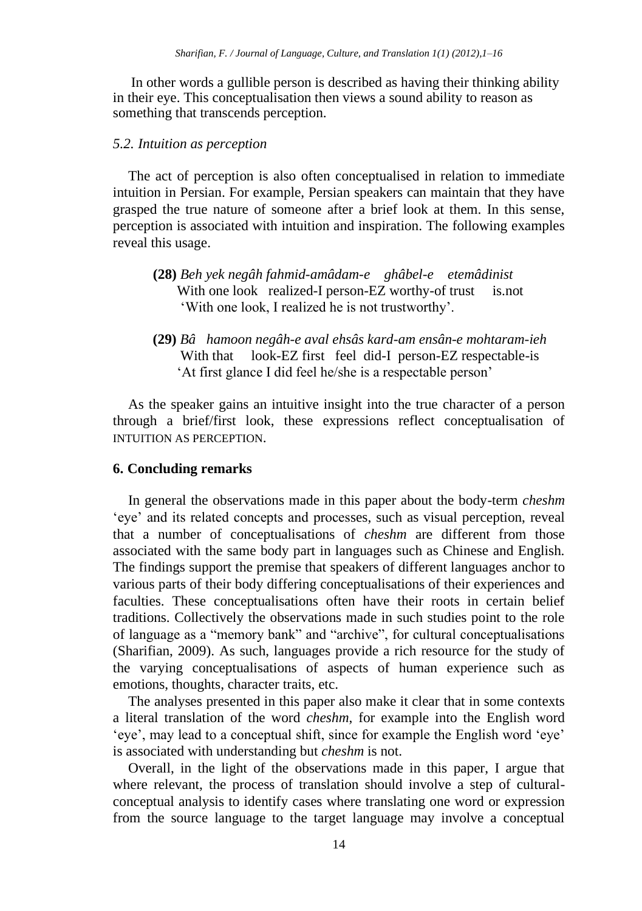In other words a gullible person is described as having their thinking ability in their eye. This conceptualisation then views a sound ability to reason as something that transcends perception.

### *5.2. Intuition as perception*

The act of perception is also often conceptualised in relation to immediate intuition in Persian. For example, Persian speakers can maintain that they have grasped the true nature of someone after a brief look at them. In this sense, perception is associated with intuition and inspiration. The following examples reveal this usage.

**(28)** *Beh yek negâh fahmid-amâdam-e ghâbel-e etemâdinist*
With one look realized-I person-EZ worthy-of trust is.not
'With one look, I realized he is not trustworthy'.

**(29)** *Bâ hamoon negâh-e aval ehsâs kard-am ensân-e mohtaram-ieh*
With that look-EZ first feel did-I person-EZ respectable-is
'At first glance I did feel he/she is a respectable person'

As the speaker gains an intuitive insight into the true character of a person through a brief/first look, these expressions reflect conceptualisation of INTUITION AS PERCEPTION.

## **6. Concluding remarks**

In general the observations made in this paper about the body-term *cheshm* 'eye' and its related concepts and processes, such as visual perception, reveal that a number of conceptualisations of *cheshm* are different from those associated with the same body part in languages such as Chinese and English. The findings support the premise that speakers of different languages anchor to various parts of their body differing conceptualisations of their experiences and faculties. These conceptualisations often have their roots in certain belief traditions. Collectively the observations made in such studies point to the role of language as a "memory bank" and "archive", for cultural conceptualisations (Sharifian, 2009). As such, languages provide a rich resource for the study of the varying conceptualisations of aspects of human experience such as emotions, thoughts, character traits, etc.

The analyses presented in this paper also make it clear that in some contexts a literal translation of the word *cheshm*, for example into the English word 'eye', may lead to a conceptual shift, since for example the English word 'eye' is associated with understanding but *cheshm* is not.

Overall, in the light of the observations made in this paper, I argue that where relevant, the process of translation should involve a step of cultural-conceptual analysis to identify cases where translating one word or expression from the source language to the target language may involve a conceptual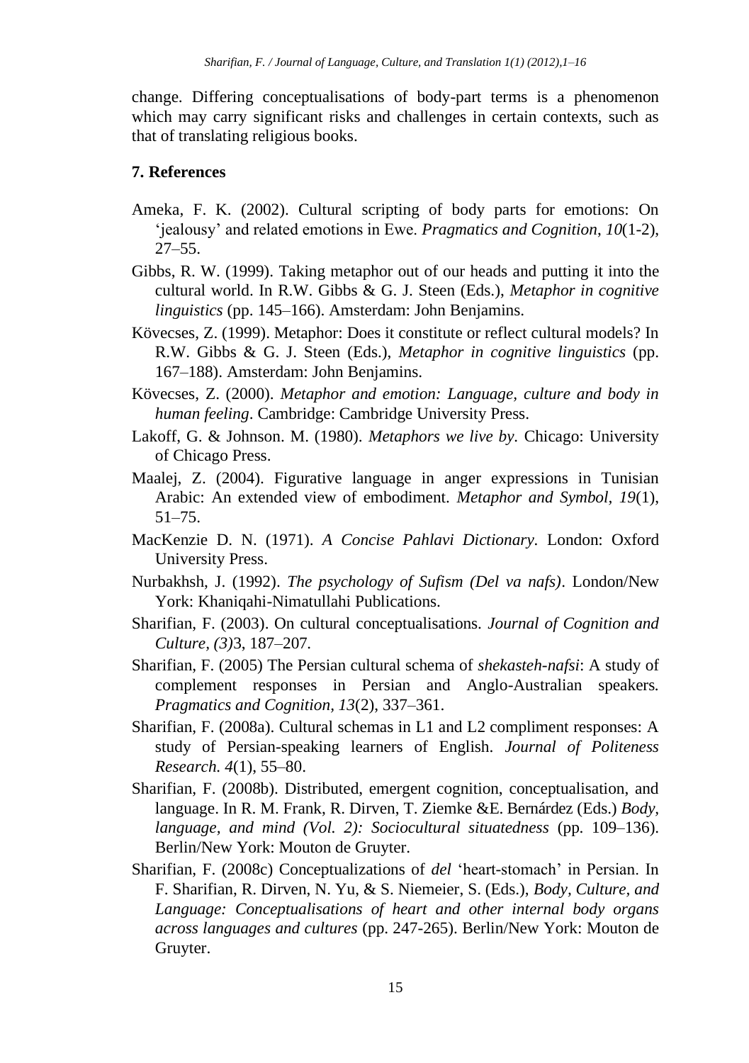change. Differing conceptualisations of body-part terms is a phenomenon which may carry significant risks and challenges in certain contexts, such as that of translating religious books.

## 7. References

Ameka, F. K. (2002). Cultural scripting of body parts for emotions: On 'jealousy' and related emotions in Ewe. *Pragmatics and Cognition*, *10*(1-2), 27–55.

Gibbs, R. W. (1999). Taking metaphor out of our heads and putting it into the cultural world. In R.W. Gibbs & G. J. Steen (Eds.), *Metaphor in cognitive linguistics* (pp. 145–166). Amsterdam: John Benjamins.

Kövecses, Z. (1999). Metaphor: Does it constitute or reflect cultural models? In R.W. Gibbs & G. J. Steen (Eds.), *Metaphor in cognitive linguistics* (pp. 167–188). Amsterdam: John Benjamins.

Kövecses, Z. (2000). *Metaphor and emotion: Language, culture and body in human feeling*. Cambridge: Cambridge University Press.

Lakoff, G. & Johnson. M. (1980). *Metaphors we live by.* Chicago: University of Chicago Press.

Maalej, Z. (2004). Figurative language in anger expressions in Tunisian Arabic: An extended view of embodiment. *Metaphor and Symbol*, *19*(1), 51–75.

MacKenzie D. N. (1971). *A Concise Pahlavi Dictionary*. London: Oxford University Press.

Nurbakhsh, J. (1992). *The psychology of Sufism (Del va nafs)*. London/New York: Khaniqahi-Nimatullahi Publications.

Sharifian, F. (2003). On cultural conceptualisations. *Journal of Cognition and Culture, (3)*3, 187–207.

Sharifian, F. (2005) The Persian cultural schema of *shekasteh-nafsi*: A study of complement responses in Persian and Anglo-Australian speakers. *Pragmatics and Cognition, 13*(2), 337–361.

Sharifian, F. (2008a). Cultural schemas in L1 and L2 compliment responses: A study of Persian-speaking learners of English. *Journal of Politeness Research. 4*(1), 55–80.

Sharifian, F. (2008b). Distributed, emergent cognition, conceptualisation, and language. In R. M. Frank, R. Dirven, T. Ziemke &E. Bernárdez (Eds.) *Body, language, and mind (Vol. 2): Sociocultural situatedness* (pp. 109–136). Berlin/New York: Mouton de Gruyter.

Sharifian, F. (2008c) Conceptualizations of *del* 'heart-stomach' in Persian. In F. Sharifian, R. Dirven, N. Yu, & S. Niemeier, S. (Eds.), *Body, Culture, and Language: Conceptualisations of heart and other internal body organs across languages and cultures* (pp. 247-265). Berlin/New York: Mouton de Gruyter.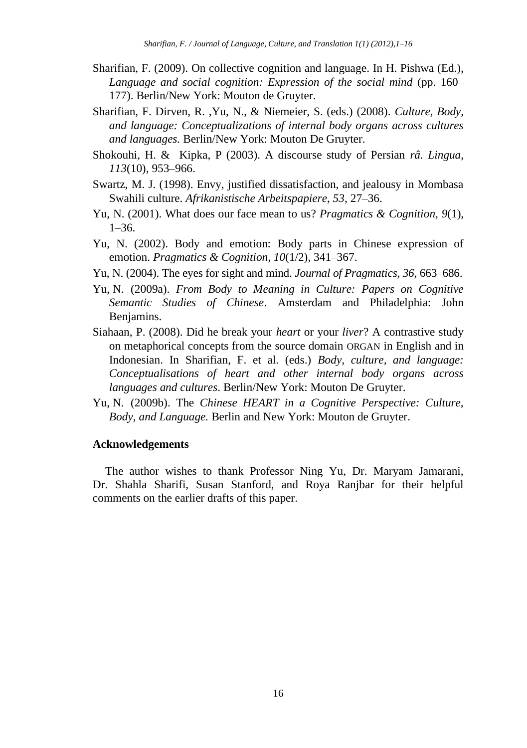Sharifian, F. (2009). On collective cognition and language. In H. Pishwa (Ed.), *Language and social cognition: Expression of the social mind* (pp. 160–177). Berlin/New York: Mouton de Gruyter.

Sharifian, F. Dirven, R. ,Yu, N., & Niemeier, S. (eds.) (2008). *Culture, Body, and language: Conceptualizations of internal body organs across cultures and languages.* Berlin/New York: Mouton De Gruyter.

Shokouhi, H. & Kipka, P (2003). A discourse study of Persian *râ. Lingua*, *113*(10), 953–966.

Swartz, M. J. (1998). Envy, justified dissatisfaction, and jealousy in Mombasa Swahili culture. *Afrikanistische Arbeitspapiere*, *53*, 27–36.

Yu, N. (2001). What does our face mean to us? *Pragmatics & Cognition*, *9*(1), 1–36.

Yu, N. (2002). Body and emotion: Body parts in Chinese expression of emotion. *Pragmatics & Cognition*, *10*(1/2), 341–367.

Yu, N. (2004). The eyes for sight and mind. *Journal of Pragmatics*, *36*, 663–686.

Yu, N. (2009a). *From Body to Meaning in Culture: Papers on Cognitive Semantic Studies of Chinese*. Amsterdam and Philadelphia: John Benjamins.

Siahaan, P. (2008). Did he break your *heart* or your *liver*? A contrastive study on metaphorical concepts from the source domain ORGAN in English and in Indonesian. In Sharifian, F. et al. (eds.) *Body, culture, and language: Conceptualisations of heart and other internal body organs across languages and cultures*. Berlin/New York: Mouton De Gruyter.

Yu, N. (2009b). The *Chinese HEART in a Cognitive Perspective: Culture, Body, and Language.* Berlin and New York: Mouton de Gruyter.

**Acknowledgements**

The author wishes to thank Professor Ning Yu, Dr. Maryam Jamarani, Dr. Shahla Sharifi, Susan Stanford, and Roya Ranjbar for their helpful comments on the earlier drafts of this paper.